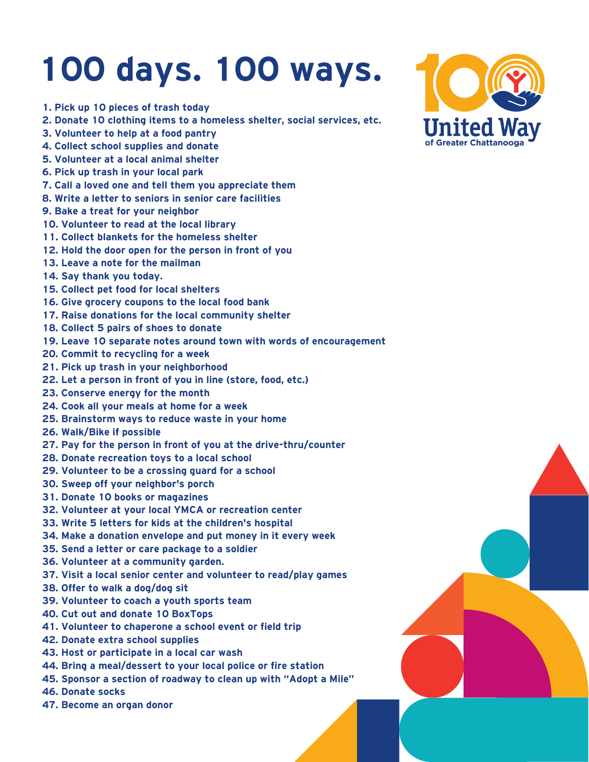# 100 days. 100 ways.

United Way of Greater Chattanooga

1. Pick up 10 pieces of trash today
2. Donate 10 clothing items to a homeless shelter, social services, etc.
3. Volunteer to help at a food pantry
4. Collect school supplies and donate
5. Volunteer at a local animal shelter
6. Pick up trash in your local park
7. Call a loved one and tell them you appreciate them
8. Write a letter to seniors in senior care facilities
9. Bake a treat for your neighbor
10. Volunteer to read at the local library
11. Collect blankets for the homeless shelter
12. Hold the door open for the person in front of you
13. Leave a note for the mailman
14. Say thank you today.
15. Collect pet food for local shelters
16. Give grocery coupons to the local food bank
17. Raise donations for the local community shelter
18. Collect 5 pairs of shoes to donate
19. Leave 10 separate notes around town with words of encouragement
20. Commit to recycling for a week
21. Pick up trash in your neighborhood
22. Let a person in front of you in line (store, food, etc.)
23. Conserve energy for the month
24. Cook all your meals at home for a week
25. Brainstorm ways to reduce waste in your home
26. Walk/Bike if possible
27. Pay for the person in front of you at the drive-thru/counter
28. Donate recreation toys to a local school
29. Volunteer to be a crossing guard for a school
30. Sweep off your neighbor's porch
31. Donate 10 books or magazines
32. Volunteer at your local YMCA or recreation center
33. Write 5 letters for kids at the children's hospital
34. Make a donation envelope and put money in it every week
35. Send a letter or care package to a soldier
36. Volunteer at a community garden.
37. Visit a local senior center and volunteer to read/play games
38. Offer to walk a dog/dog sit
39. Volunteer to coach a youth sports team
40. Cut out and donate 10 BoxTops
41. Volunteer to chaperone a school event or field trip
42. Donate extra school supplies
43. Host or participate in a local car wash
44. Bring a meal/dessert to your local police or fire station
45. Sponsor a section of roadway to clean up with "Adopt a Mile"
46. Donate socks
47. Become an organ donor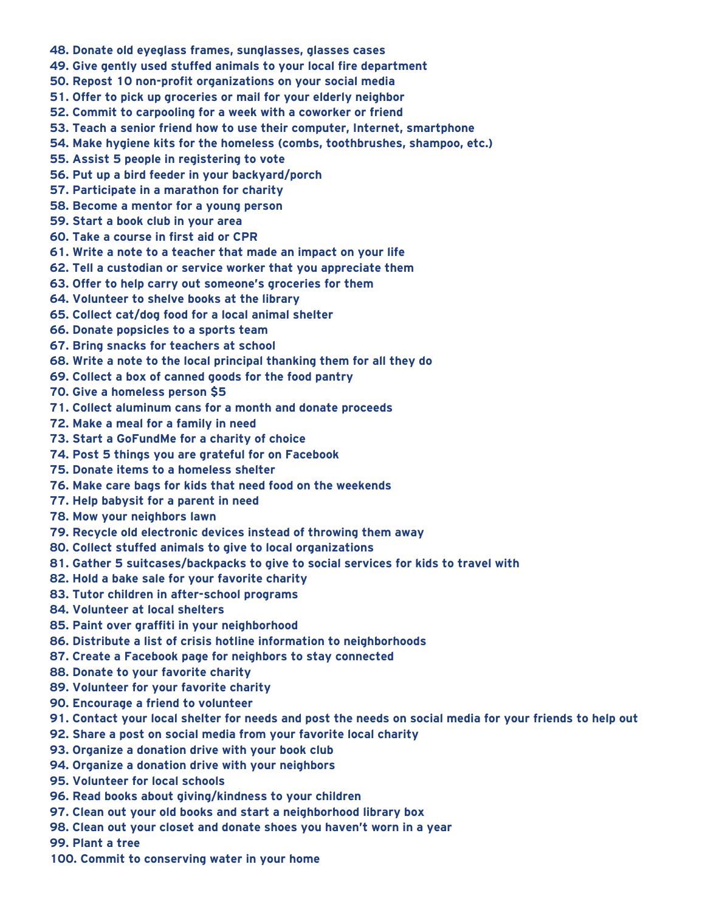48. **Donate old eyeglass frames, sunglasses, glasses cases**
49. **Give gently used stuffed animals to your local fire department**
50. **Repost 10 non-profit organizations on your social media**
51. **Offer to pick up groceries or mail for your elderly neighbor**
52. **Commit to carpooling for a week with a coworker or friend**
53. **Teach a senior friend how to use their computer, Internet, smartphone**
54. **Make hygiene kits for the homeless (combs, toothbrushes, shampoo, etc.)**
55. **Assist 5 people in registering to vote**
56. **Put up a bird feeder in your backyard/porch**
57. **Participate in a marathon for charity**
58. **Become a mentor for a young person**
59. **Start a book club in your area**
60. **Take a course in first aid or CPR**
61. **Write a note to a teacher that made an impact on your life**
62. **Tell a custodian or service worker that you appreciate them**
63. **Offer to help carry out someone's groceries for them**
64. **Volunteer to shelve books at the library**
65. **Collect cat/dog food for a local animal shelter**
66. **Donate popsicles to a sports team**
67. **Bring snacks for teachers at school**
68. **Write a note to the local principal thanking them for all they do**
69. **Collect a box of canned goods for the food pantry**
70. **Give a homeless person $5**
71. **Collect aluminum cans for a month and donate proceeds**
72. **Make a meal for a family in need**
73. **Start a GoFundMe for a charity of choice**
74. **Post 5 things you are grateful for on Facebook**
75. **Donate items to a homeless shelter**
76. **Make care bags for kids that need food on the weekends**
77. **Help babysit for a parent in need**
78. **Mow your neighbors lawn**
79. **Recycle old electronic devices instead of throwing them away**
80. **Collect stuffed animals to give to local organizations**
81. **Gather 5 suitcases/backpacks to give to social services for kids to travel with**
82. **Hold a bake sale for your favorite charity**
83. **Tutor children in after-school programs**
84. **Volunteer at local shelters**
85. **Paint over graffiti in your neighborhood**
86. **Distribute a list of crisis hotline information to neighborhoods**
87. **Create a Facebook page for neighbors to stay connected**
88. **Donate to your favorite charity**
89. **Volunteer for your favorite charity**
90. **Encourage a friend to volunteer**
91. **Contact your local shelter for needs and post the needs on social media for your friends to help out**
92. **Share a post on social media from your favorite local charity**
93. **Organize a donation drive with your book club**
94. **Organize a donation drive with your neighbors**
95. **Volunteer for local schools**
96. **Read books about giving/kindness to your children**
97. **Clean out your old books and start a neighborhood library box**
98. **Clean out your closet and donate shoes you haven't worn in a year**
99. **Plant a tree**
100. **Commit to conserving water in your home**